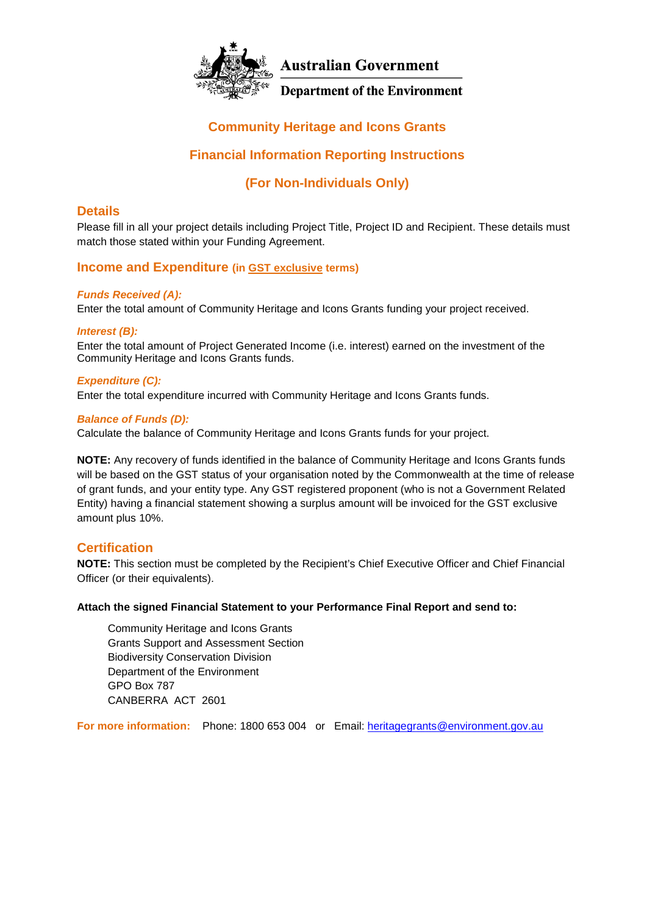Australian Government

Department of the Environment

# Community Heritage and Icons Grants

# Financial Information Reporting Instructions

# (For Non-Individuals Only)

## Details

Please fill in all your project details including Project Title, Project ID and Recipient. These details must match those stated within your Funding Agreement.

## Income and Expenditure (in GST exclusive terms)

***Funds Received (A):***

Enter the total amount of Community Heritage and Icons Grants funding your project received.

***Interest (B):***

Enter the total amount of Project Generated Income (i.e. interest) earned on the investment of the Community Heritage and Icons Grants funds.

***Expenditure (C):***

Enter the total expenditure incurred with Community Heritage and Icons Grants funds.

***Balance of Funds (D):***

Calculate the balance of Community Heritage and Icons Grants funds for your project.

**NOTE:** Any recovery of funds identified in the balance of Community Heritage and Icons Grants funds will be based on the GST status of your organisation noted by the Commonwealth at the time of release of grant funds, and your entity type. Any GST registered proponent (who is not a Government Related Entity) having a financial statement showing a surplus amount will be invoiced for the GST exclusive amount plus 10%.

## Certification

**NOTE:** This section must be completed by the Recipient's Chief Executive Officer and Chief Financial Officer (or their equivalents).

**Attach the signed Financial Statement to your Performance Final Report and send to:**

Community Heritage and Icons Grants
Grants Support and Assessment Section
Biodiversity Conservation Division
Department of the Environment
GPO Box 787
CANBERRA ACT 2601

**For more information:** Phone: 1800 653 004 or Email: heritagegrants@environment.gov.au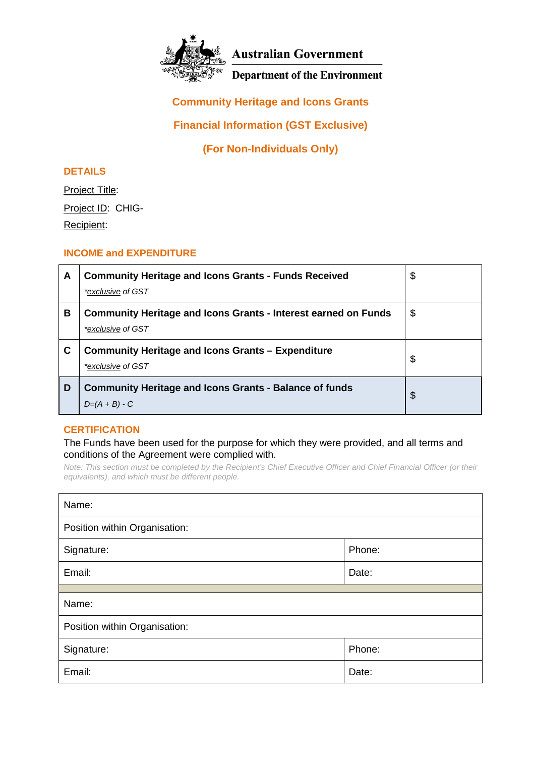Australian Government

Department of the Environment

## Community Heritage and Icons Grants

## Financial Information (GST Exclusive)

## (For Non-Individuals Only)

### DETAILS

Project Title:

Project ID: CHIG-

Recipient:

### INCOME and EXPENDITURE

| | | |
|---|---|---|
| **A** | **Community Heritage and Icons Grants - Funds Received**<br>*\*exclusive of GST* | $ |
| **B** | **Community Heritage and Icons Grants - Interest earned on Funds**<br>*\*exclusive of GST* | $ |
| **C** | **Community Heritage and Icons Grants – Expenditure**<br>*\*exclusive of GST* | $ |
| **D** | **Community Heritage and Icons Grants - Balance of funds**<br>*D=(A + B) - C* | $ |

### CERTIFICATION

The Funds have been used for the purpose for which they were provided, and all terms and conditions of the Agreement were complied with.

*Note: This section must be completed by the Recipient's Chief Executive Officer and Chief Financial Officer (or their equivalents), and which must be different people.*

| | |
|---|---|
| Name: | |
| Position within Organisation: | |
| Signature: | Phone: |
| Email: | Date: |
| | |
| Name: | |
| Position within Organisation: | |
| Signature: | Phone: |
| Email: | Date: |